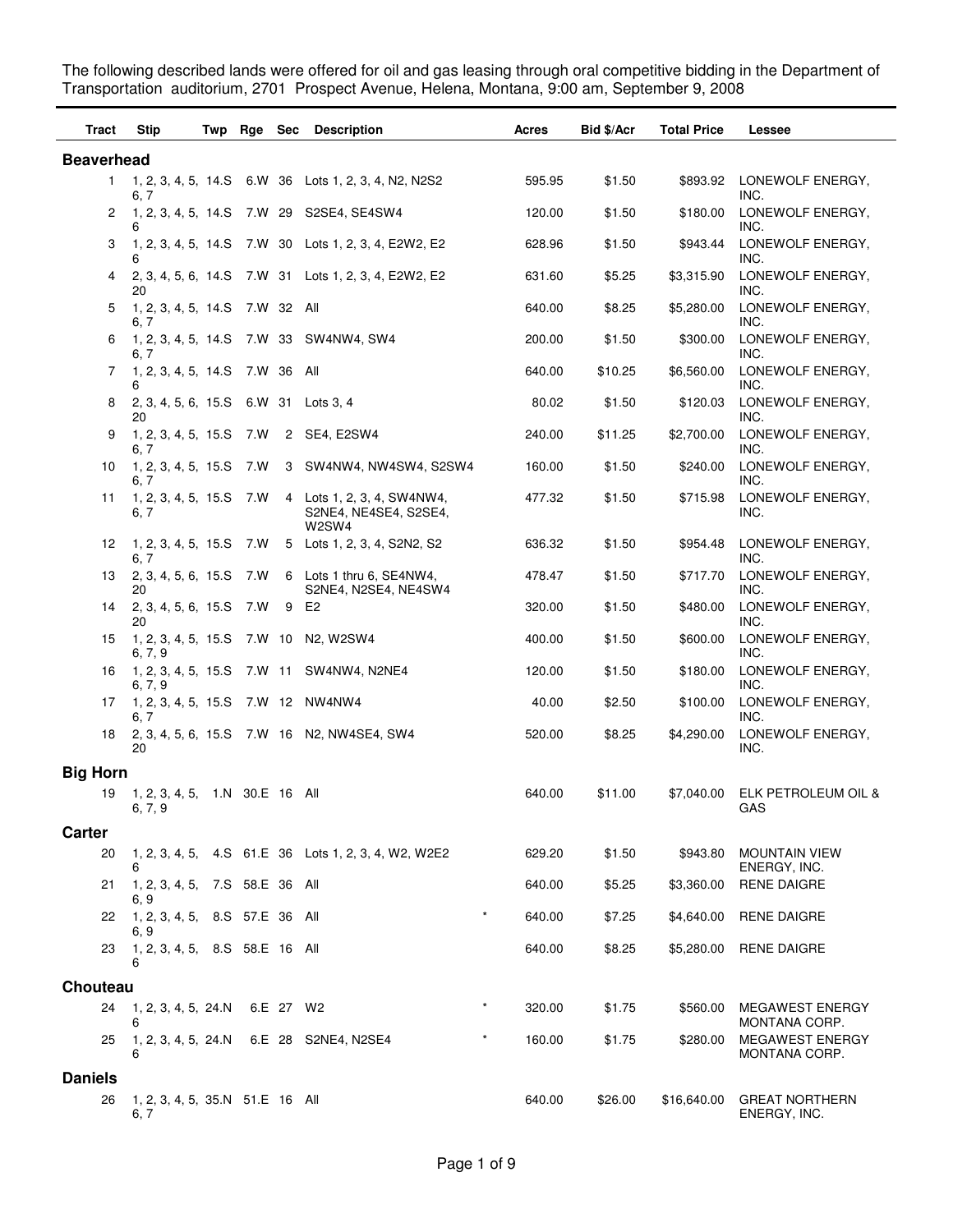The following described lands were offered for oil and gas leasing through oral competitive bidding in the Department of Transportation auditorium, 2701 Prospect Avenue, Helena, Montana, 9:00 am, September 9, 2008

| Tract | Stip | Twp | Rge | Sec | Description | | Acres | Bid $/Acr | Total Price | Lessee |
|---|---|---|---|---|---|---|---|---|---|---|
| **Beaverhead** | | | | | | | | | | |
| 1 | 1, 2, 3, 4, 5, 6, 7 | 14.S | 6.W | 36 | Lots 1, 2, 3, 4, N2, N2S2 | | 595.95 | $1.50 | $893.92 | LONEWOLF ENERGY, INC. |
| 2 | 1, 2, 3, 4, 5, 6 | 14.S | 7.W | 29 | S2SE4, SE4SW4 | | 120.00 | $1.50 | $180.00 | LONEWOLF ENERGY, INC. |
| 3 | 1, 2, 3, 4, 5, 6 | 14.S | 7.W | 30 | Lots 1, 2, 3, 4, E2W2, E2 | | 628.96 | $1.50 | $943.44 | LONEWOLF ENERGY, INC. |
| 4 | 2, 3, 4, 5, 6, 20 | 14.S | 7.W | 31 | Lots 1, 2, 3, 4, E2W2, E2 | | 631.60 | $5.25 | $3,315.90 | LONEWOLF ENERGY, INC. |
| 5 | 1, 2, 3, 4, 5, 6, 7 | 14.S | 7.W | 32 | All | | 640.00 | $8.25 | $5,280.00 | LONEWOLF ENERGY, INC. |
| 6 | 1, 2, 3, 4, 5, 6, 7 | 14.S | 7.W | 33 | SW4NW4, SW4 | | 200.00 | $1.50 | $300.00 | LONEWOLF ENERGY, INC. |
| 7 | 1, 2, 3, 4, 5, 6 | 14.S | 7.W | 36 | All | | 640.00 | $10.25 | $6,560.00 | LONEWOLF ENERGY, INC. |
| 8 | 2, 3, 4, 5, 6, 20 | 15.S | 6.W | 31 | Lots 3, 4 | | 80.02 | $1.50 | $120.03 | LONEWOLF ENERGY, INC. |
| 9 | 1, 2, 3, 4, 5, 6, 7 | 15.S | 7.W | 2 | SE4, E2SW4 | | 240.00 | $11.25 | $2,700.00 | LONEWOLF ENERGY, INC. |
| 10 | 1, 2, 3, 4, 5, 6, 7 | 15.S | 7.W | 3 | SW4NW4, NW4SW4, S2SW4 | | 160.00 | $1.50 | $240.00 | LONEWOLF ENERGY, INC. |
| 11 | 1, 2, 3, 4, 5, 6, 7 | 15.S | 7.W | 4 | Lots 1, 2, 3, 4, SW4NW4, S2NE4, NE4SE4, S2SE4, W2SW4 | | 477.32 | $1.50 | $715.98 | LONEWOLF ENERGY, INC. |
| 12 | 1, 2, 3, 4, 5, 6, 7 | 15.S | 7.W | 5 | Lots 1, 2, 3, 4, S2N2, S2 | | 636.32 | $1.50 | $954.48 | LONEWOLF ENERGY, INC. |
| 13 | 2, 3, 4, 5, 6, 20 | 15.S | 7.W | 6 | Lots 1 thru 6, SE4NW4, S2NE4, N2SE4, NE4SW4 | | 478.47 | $1.50 | $717.70 | LONEWOLF ENERGY, INC. |
| 14 | 2, 3, 4, 5, 6, 20 | 15.S | 7.W | 9 | E2 | | 320.00 | $1.50 | $480.00 | LONEWOLF ENERGY, INC. |
| 15 | 1, 2, 3, 4, 5, 6, 7, 9 | 15.S | 7.W | 10 | N2, W2SW4 | | 400.00 | $1.50 | $600.00 | LONEWOLF ENERGY, INC. |
| 16 | 1, 2, 3, 4, 5, 6, 7, 9 | 15.S | 7.W | 11 | SW4NW4, N2NE4 | | 120.00 | $1.50 | $180.00 | LONEWOLF ENERGY, INC. |
| 17 | 1, 2, 3, 4, 5, 6, 7 | 15.S | 7.W | 12 | NW4NW4 | | 40.00 | $2.50 | $100.00 | LONEWOLF ENERGY, INC. |
| 18 | 2, 3, 4, 5, 6, 20 | 15.S | 7.W | 16 | N2, NW4SE4, SW4 | | 520.00 | $8.25 | $4,290.00 | LONEWOLF ENERGY, INC. |
| **Big Horn** | | | | | | | | | | |
| 19 | 1, 2, 3, 4, 5, 6, 7, 9 | 1.N | 30.E | 16 | All | | 640.00 | $11.00 | $7,040.00 | ELK PETROLEUM OIL & GAS |
| **Carter** | | | | | | | | | | |
| 20 | 1, 2, 3, 4, 5, 6 | 4.S | 61.E | 36 | Lots 1, 2, 3, 4, W2, W2E2 | | 629.20 | $1.50 | $943.80 | MOUNTAIN VIEW ENERGY, INC. |
| 21 | 1, 2, 3, 4, 5, 6, 9 | 7.S | 58.E | 36 | All | | 640.00 | $5.25 | $3,360.00 | RENE DAIGRE |
| 22 | 1, 2, 3, 4, 5, 6, 9 | 8.S | 57.E | 36 | All | * | 640.00 | $7.25 | $4,640.00 | RENE DAIGRE |
| 23 | 1, 2, 3, 4, 5, 6 | 8.S | 58.E | 16 | All | | 640.00 | $8.25 | $5,280.00 | RENE DAIGRE |
| **Chouteau** | | | | | | | | | | |
| 24 | 1, 2, 3, 4, 5, 6 | 24.N | 6.E | 27 | W2 | * | 320.00 | $1.75 | $560.00 | MEGAWEST ENERGY MONTANA CORP. |
| 25 | 1, 2, 3, 4, 5, 6 | 24.N | 6.E | 28 | S2NE4, N2SE4 | * | 160.00 | $1.75 | $280.00 | MEGAWEST ENERGY MONTANA CORP. |
| **Daniels** | | | | | | | | | | |
| 26 | 1, 2, 3, 4, 5, 6, 7 | 35.N | 51.E | 16 | All | | 640.00 | $26.00 | $16,640.00 | GREAT NORTHERN ENERGY, INC. |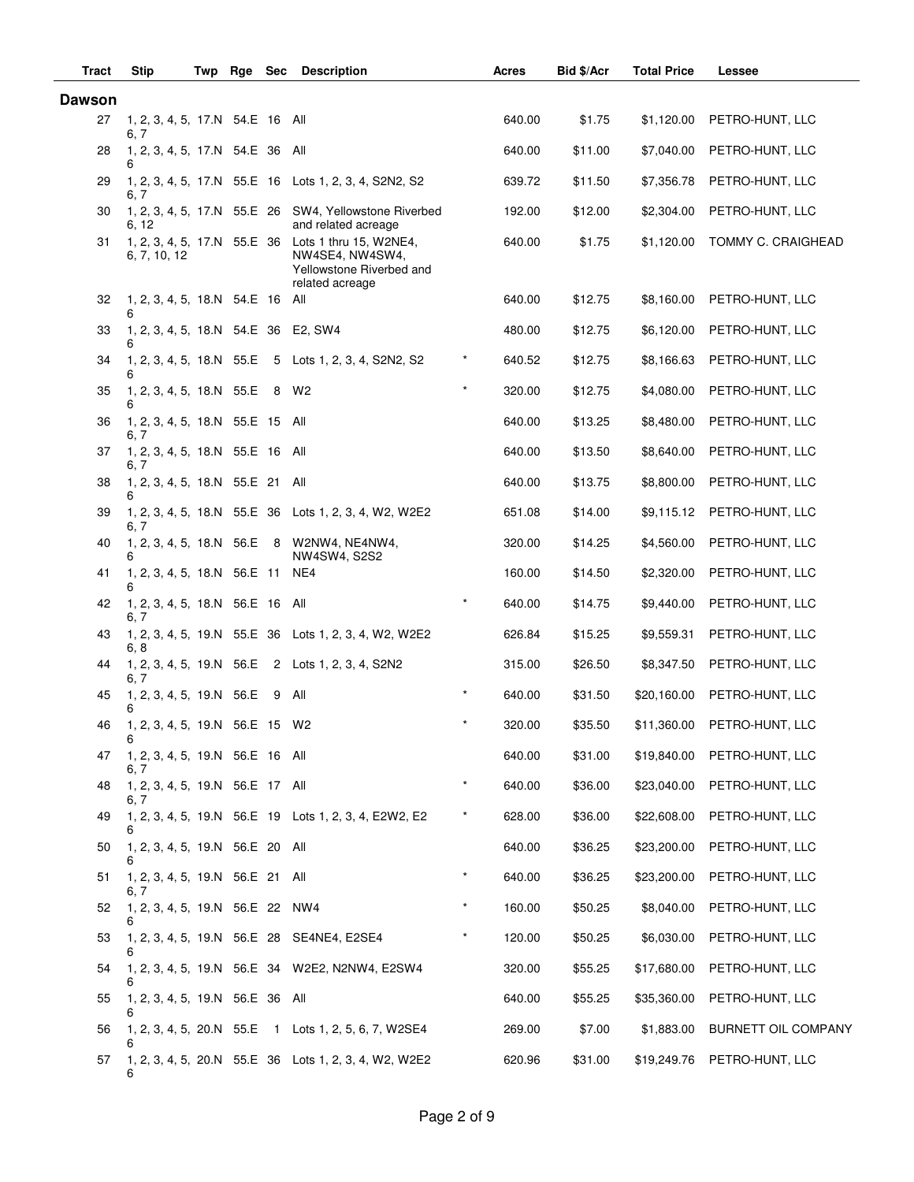| Tract | Stip | Twp | Rge | Sec | Description | | Acres | Bid $/Acr | Total Price | Lessee |
|---|---|---|---|---|---|---|---|---|---|---|
| **Dawson** | | | | | | | | | | |
| 27 | 1, 2, 3, 4, 5, 6, 7 | 17.N | 54.E | 16 | All | | 640.00 | $1.75 | $1,120.00 | PETRO-HUNT, LLC |
| 28 | 1, 2, 3, 4, 5, 6 | 17.N | 54.E | 36 | All | | 640.00 | $11.00 | $7,040.00 | PETRO-HUNT, LLC |
| 29 | 1, 2, 3, 4, 5, 6, 7 | 17.N | 55.E | 16 | Lots 1, 2, 3, 4, S2N2, S2 | | 639.72 | $11.50 | $7,356.78 | PETRO-HUNT, LLC |
| 30 | 1, 2, 3, 4, 5, 6, 12 | 17.N | 55.E | 26 | SW4, Yellowstone Riverbed and related acreage | | 192.00 | $12.00 | $2,304.00 | PETRO-HUNT, LLC |
| 31 | 1, 2, 3, 4, 5, 6, 7, 10, 12 | 17.N | 55.E | 36 | Lots 1 thru 15, W2NE4, NW4SE4, NW4SW4, Yellowstone Riverbed and related acreage | | 640.00 | $1.75 | $1,120.00 | TOMMY C. CRAIGHEAD |
| 32 | 1, 2, 3, 4, 5, 6 | 18.N | 54.E | 16 | All | | 640.00 | $12.75 | $8,160.00 | PETRO-HUNT, LLC |
| 33 | 1, 2, 3, 4, 5, 6 | 18.N | 54.E | 36 | E2, SW4 | | 480.00 | $12.75 | $6,120.00 | PETRO-HUNT, LLC |
| 34 | 1, 2, 3, 4, 5, 6 | 18.N | 55.E | 5 | Lots 1, 2, 3, 4, S2N2, S2 | * | 640.52 | $12.75 | $8,166.63 | PETRO-HUNT, LLC |
| 35 | 1, 2, 3, 4, 5, 6 | 18.N | 55.E | 8 | W2 | * | 320.00 | $12.75 | $4,080.00 | PETRO-HUNT, LLC |
| 36 | 1, 2, 3, 4, 5, 6, 7 | 18.N | 55.E | 15 | All | | 640.00 | $13.25 | $8,480.00 | PETRO-HUNT, LLC |
| 37 | 1, 2, 3, 4, 5, 6, 7 | 18.N | 55.E | 16 | All | | 640.00 | $13.50 | $8,640.00 | PETRO-HUNT, LLC |
| 38 | 1, 2, 3, 4, 5, 6 | 18.N | 55.E | 21 | All | | 640.00 | $13.75 | $8,800.00 | PETRO-HUNT, LLC |
| 39 | 1, 2, 3, 4, 5, 6, 7 | 18.N | 55.E | 36 | Lots 1, 2, 3, 4, W2, W2E2 | | 651.08 | $14.00 | $9,115.12 | PETRO-HUNT, LLC |
| 40 | 1, 2, 3, 4, 5, 6 | 18.N | 56.E | 8 | W2NW4, NE4NW4, NW4SW4, S2S2 | | 320.00 | $14.25 | $4,560.00 | PETRO-HUNT, LLC |
| 41 | 1, 2, 3, 4, 5, 6 | 18.N | 56.E | 11 | NE4 | | 160.00 | $14.50 | $2,320.00 | PETRO-HUNT, LLC |
| 42 | 1, 2, 3, 4, 5, 6, 7 | 18.N | 56.E | 16 | All | * | 640.00 | $14.75 | $9,440.00 | PETRO-HUNT, LLC |
| 43 | 1, 2, 3, 4, 5, 6, 8 | 19.N | 55.E | 36 | Lots 1, 2, 3, 4, W2, W2E2 | | 626.84 | $15.25 | $9,559.31 | PETRO-HUNT, LLC |
| 44 | 1, 2, 3, 4, 5, 6, 7 | 19.N | 56.E | 2 | Lots 1, 2, 3, 4, S2N2 | | 315.00 | $26.50 | $8,347.50 | PETRO-HUNT, LLC |
| 45 | 1, 2, 3, 4, 5, 6 | 19.N | 56.E | 9 | All | * | 640.00 | $31.50 | $20,160.00 | PETRO-HUNT, LLC |
| 46 | 1, 2, 3, 4, 5, 6 | 19.N | 56.E | 15 | W2 | * | 320.00 | $35.50 | $11,360.00 | PETRO-HUNT, LLC |
| 47 | 1, 2, 3, 4, 5, 6, 7 | 19.N | 56.E | 16 | All | | 640.00 | $31.00 | $19,840.00 | PETRO-HUNT, LLC |
| 48 | 1, 2, 3, 4, 5, 6, 7 | 19.N | 56.E | 17 | All | * | 640.00 | $36.00 | $23,040.00 | PETRO-HUNT, LLC |
| 49 | 1, 2, 3, 4, 5, 6 | 19.N | 56.E | 19 | Lots 1, 2, 3, 4, E2W2, E2 | * | 628.00 | $36.00 | $22,608.00 | PETRO-HUNT, LLC |
| 50 | 1, 2, 3, 4, 5, 6 | 19.N | 56.E | 20 | All | | 640.00 | $36.25 | $23,200.00 | PETRO-HUNT, LLC |
| 51 | 1, 2, 3, 4, 5, 6, 7 | 19.N | 56.E | 21 | All | * | 640.00 | $36.25 | $23,200.00 | PETRO-HUNT, LLC |
| 52 | 1, 2, 3, 4, 5, 6 | 19.N | 56.E | 22 | NW4 | * | 160.00 | $50.25 | $8,040.00 | PETRO-HUNT, LLC |
| 53 | 1, 2, 3, 4, 5, 6 | 19.N | 56.E | 28 | SE4NE4, E2SE4 | * | 120.00 | $50.25 | $6,030.00 | PETRO-HUNT, LLC |
| 54 | 1, 2, 3, 4, 5, 6 | 19.N | 56.E | 34 | W2E2, N2NW4, E2SW4 | | 320.00 | $55.25 | $17,680.00 | PETRO-HUNT, LLC |
| 55 | 1, 2, 3, 4, 5, 6 | 19.N | 56.E | 36 | All | | 640.00 | $55.25 | $35,360.00 | PETRO-HUNT, LLC |
| 56 | 1, 2, 3, 4, 5, 6 | 20.N | 55.E | 1 | Lots 1, 2, 5, 6, 7, W2SE4 | | 269.00 | $7.00 | $1,883.00 | BURNETT OIL COMPANY |
| 57 | 1, 2, 3, 4, 5, 6 | 20.N | 55.E | 36 | Lots 1, 2, 3, 4, W2, W2E2 | | 620.96 | $31.00 | $19,249.76 | PETRO-HUNT, LLC |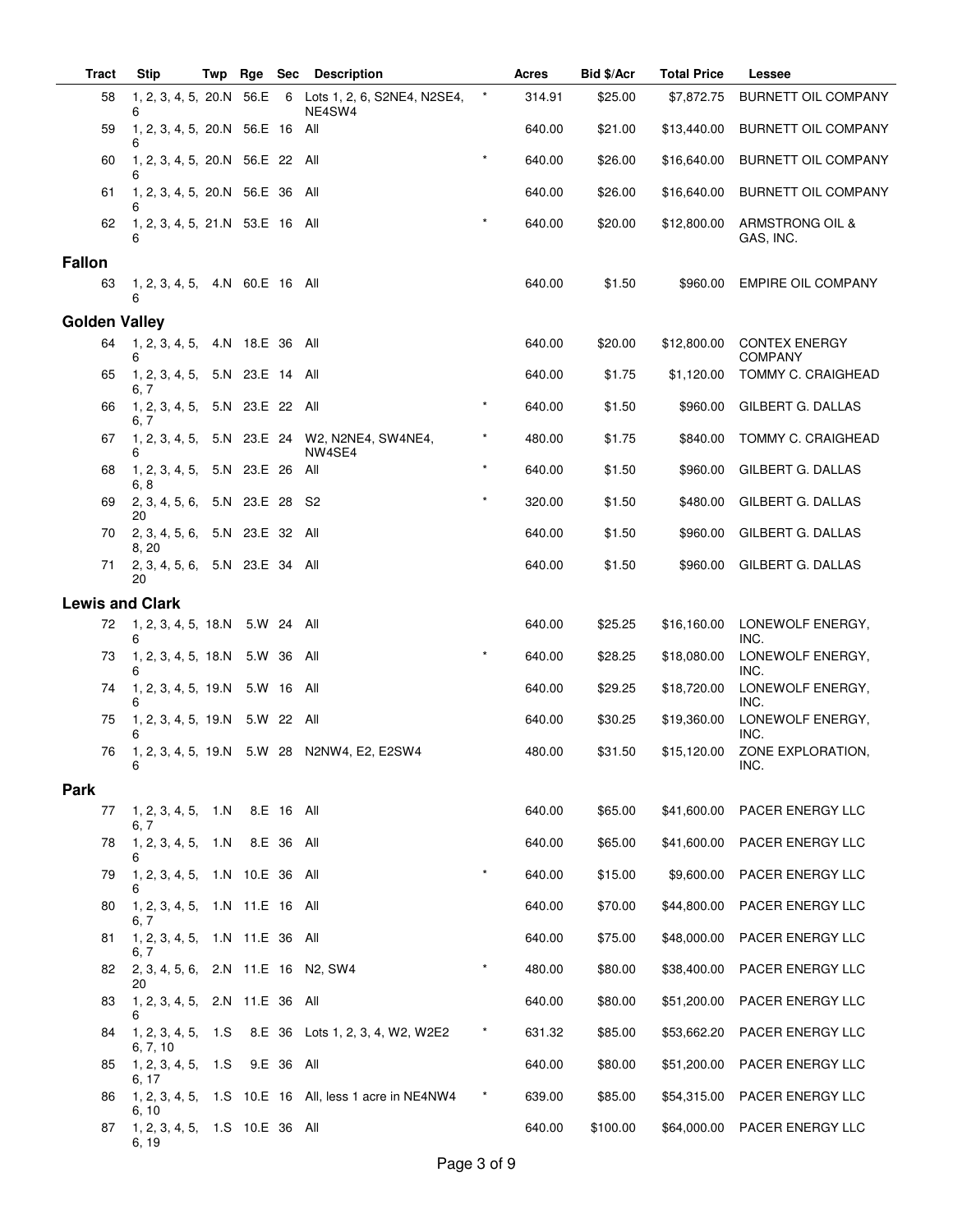| Tract | Stip | Twp | Rge | Sec | Description | | Acres | Bid $/Acr | Total Price | Lessee |
|---|---|---|---|---|---|---|---|---|---|---|
| 58 | 1, 2, 3, 4, 5, 6 | 20.N | 56.E | 6 | Lots 1, 2, 6, S2NE4, N2SE4, NE4SW4 | * | 314.91 | $25.00 | $7,872.75 | BURNETT OIL COMPANY |
| 59 | 1, 2, 3, 4, 5, 6 | 20.N | 56.E | 16 | All | | 640.00 | $21.00 | $13,440.00 | BURNETT OIL COMPANY |
| 60 | 1, 2, 3, 4, 5, 6 | 20.N | 56.E | 22 | All | * | 640.00 | $26.00 | $16,640.00 | BURNETT OIL COMPANY |
| 61 | 1, 2, 3, 4, 5, 6 | 20.N | 56.E | 36 | All | | 640.00 | $26.00 | $16,640.00 | BURNETT OIL COMPANY |
| 62 | 1, 2, 3, 4, 5, 6 | 21.N | 53.E | 16 | All | * | 640.00 | $20.00 | $12,800.00 | ARMSTRONG OIL & GAS, INC. |
| **Fallon** | | | | | | | | | | |
| 63 | 1, 2, 3, 4, 5, 6 | 4.N | 60.E | 16 | All | | 640.00 | $1.50 | $960.00 | EMPIRE OIL COMPANY |
| **Golden Valley** | | | | | | | | | | |
| 64 | 1, 2, 3, 4, 5, 6 | 4.N | 18.E | 36 | All | | 640.00 | $20.00 | $12,800.00 | CONTEX ENERGY COMPANY |
| 65 | 1, 2, 3, 4, 5, 6, 7 | 5.N | 23.E | 14 | All | | 640.00 | $1.75 | $1,120.00 | TOMMY C. CRAIGHEAD |
| 66 | 1, 2, 3, 4, 5, 6, 7 | 5.N | 23.E | 22 | All | * | 640.00 | $1.50 | $960.00 | GILBERT G. DALLAS |
| 67 | 1, 2, 3, 4, 5, 6 | 5.N | 23.E | 24 | W2, N2NE4, SW4NE4, NW4SE4 | * | 480.00 | $1.75 | $840.00 | TOMMY C. CRAIGHEAD |
| 68 | 1, 2, 3, 4, 5, 6, 8 | 5.N | 23.E | 26 | All | * | 640.00 | $1.50 | $960.00 | GILBERT G. DALLAS |
| 69 | 2, 3, 4, 5, 6, 20 | 5.N | 23.E | 28 | S2 | * | 320.00 | $1.50 | $480.00 | GILBERT G. DALLAS |
| 70 | 2, 3, 4, 5, 6, 8, 20 | 5.N | 23.E | 32 | All | | 640.00 | $1.50 | $960.00 | GILBERT G. DALLAS |
| 71 | 2, 3, 4, 5, 6, 20 | 5.N | 23.E | 34 | All | | 640.00 | $1.50 | $960.00 | GILBERT G. DALLAS |
| **Lewis and Clark** | | | | | | | | | | |
| 72 | 1, 2, 3, 4, 5, 6 | 18.N | 5.W | 24 | All | | 640.00 | $25.25 | $16,160.00 | LONEWOLF ENERGY, INC. |
| 73 | 1, 2, 3, 4, 5, 6 | 18.N | 5.W | 36 | All | * | 640.00 | $28.25 | $18,080.00 | LONEWOLF ENERGY, INC. |
| 74 | 1, 2, 3, 4, 5, 6 | 19.N | 5.W | 16 | All | | 640.00 | $29.25 | $18,720.00 | LONEWOLF ENERGY, INC. |
| 75 | 1, 2, 3, 4, 5, 6 | 19.N | 5.W | 22 | All | | 640.00 | $30.25 | $19,360.00 | LONEWOLF ENERGY, INC. |
| 76 | 1, 2, 3, 4, 5, 6 | 19.N | 5.W | 28 | N2NW4, E2, E2SW4 | | 480.00 | $31.50 | $15,120.00 | ZONE EXPLORATION, INC. |
| **Park** | | | | | | | | | | |
| 77 | 1, 2, 3, 4, 5, 6, 7 | 1.N | 8.E | 16 | All | | 640.00 | $65.00 | $41,600.00 | PACER ENERGY LLC |
| 78 | 1, 2, 3, 4, 5, 6 | 1.N | 8.E | 36 | All | | 640.00 | $65.00 | $41,600.00 | PACER ENERGY LLC |
| 79 | 1, 2, 3, 4, 5, 6 | 1.N | 10.E | 36 | All | * | 640.00 | $15.00 | $9,600.00 | PACER ENERGY LLC |
| 80 | 1, 2, 3, 4, 5, 6, 7 | 1.N | 11.E | 16 | All | | 640.00 | $70.00 | $44,800.00 | PACER ENERGY LLC |
| 81 | 1, 2, 3, 4, 5, 6, 7 | 1.N | 11.E | 36 | All | | 640.00 | $75.00 | $48,000.00 | PACER ENERGY LLC |
| 82 | 2, 3, 4, 5, 6, 20 | 2.N | 11.E | 16 | N2, SW4 | * | 480.00 | $80.00 | $38,400.00 | PACER ENERGY LLC |
| 83 | 1, 2, 3, 4, 5, 6 | 2.N | 11.E | 36 | All | | 640.00 | $80.00 | $51,200.00 | PACER ENERGY LLC |
| 84 | 1, 2, 3, 4, 5, 6, 7, 10 | 1.S | 8.E | 36 | Lots 1, 2, 3, 4, W2, W2E2 | * | 631.32 | $85.00 | $53,662.20 | PACER ENERGY LLC |
| 85 | 1, 2, 3, 4, 5, 6, 17 | 1.S | 9.E | 36 | All | | 640.00 | $80.00 | $51,200.00 | PACER ENERGY LLC |
| 86 | 1, 2, 3, 4, 5, 6, 10 | 1.S | 10.E | 16 | All, less 1 acre in NE4NW4 | * | 639.00 | $85.00 | $54,315.00 | PACER ENERGY LLC |
| 87 | 1, 2, 3, 4, 5, 6, 19 | 1.S | 10.E | 36 | All | | 640.00 | $100.00 | $64,000.00 | PACER ENERGY LLC |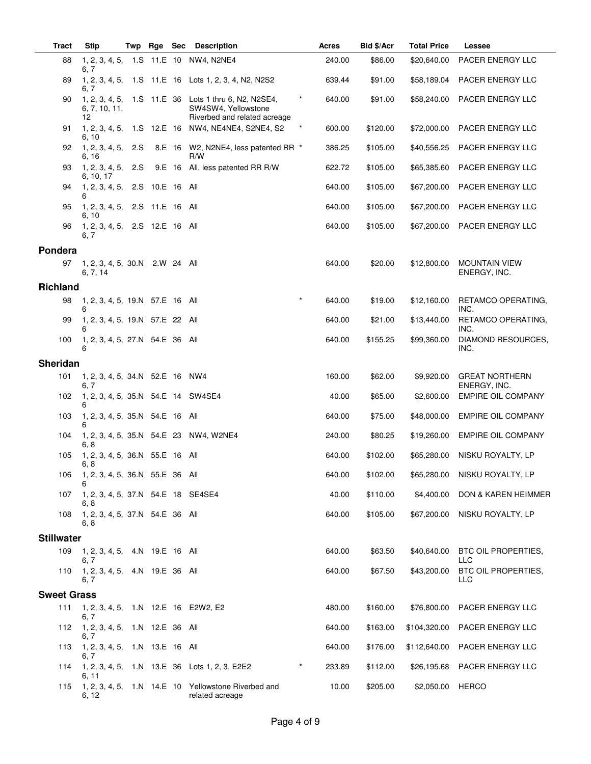| Tract | Stip | Twp | Rge | Sec | Description | | Acres | Bid $/Acr | Total Price | Lessee |
|---|---|---|---|---|---|---|---|---|---|---|
| 88 | 1, 2, 3, 4, 5, 6, 7 | 1.S | 11.E | 10 | NW4, N2NE4 | | 240.00 | $86.00 | $20,640.00 | PACER ENERGY LLC |
| 89 | 1, 2, 3, 4, 5, 6, 7 | 1.S | 11.E | 16 | Lots 1, 2, 3, 4, N2, N2S2 | | 639.44 | $91.00 | $58,189.04 | PACER ENERGY LLC |
| 90 | 1, 2, 3, 4, 5, 6, 7, 10, 11, 12 | 1.S | 11.E | 36 | Lots 1 thru 6, N2, N2SE4, SW4SW4, Yellowstone Riverbed and related acreage | * | 640.00 | $91.00 | $58,240.00 | PACER ENERGY LLC |
| 91 | 1, 2, 3, 4, 5, 6, 10 | 1.S | 12.E | 16 | NW4, NE4NE4, S2NE4, S2 | * | 600.00 | $120.00 | $72,000.00 | PACER ENERGY LLC |
| 92 | 1, 2, 3, 4, 5, 6, 16 | 2.S | 8.E | 16 | W2, N2NE4, less patented RR R/W | * | 386.25 | $105.00 | $40,556.25 | PACER ENERGY LLC |
| 93 | 1, 2, 3, 4, 5, 6, 10, 17 | 2.S | 9.E | 16 | All, less patented RR R/W | | 622.72 | $105.00 | $65,385.60 | PACER ENERGY LLC |
| 94 | 1, 2, 3, 4, 5, 6 | 2.S | 10.E | 16 | All | | 640.00 | $105.00 | $67,200.00 | PACER ENERGY LLC |
| 95 | 1, 2, 3, 4, 5, 6, 10 | 2.S | 11.E | 16 | All | | 640.00 | $105.00 | $67,200.00 | PACER ENERGY LLC |
| 96 | 1, 2, 3, 4, 5, 6, 7 | 2.S | 12.E | 16 | All | | 640.00 | $105.00 | $67,200.00 | PACER ENERGY LLC |
| **Pondera** | | | | | | | | | | |
| 97 | 1, 2, 3, 4, 5, 6, 7, 14 | 30.N | 2.W | 24 | All | | 640.00 | $20.00 | $12,800.00 | MOUNTAIN VIEW ENERGY, INC. |
| **Richland** | | | | | | | | | | |
| 98 | 1, 2, 3, 4, 5, 6 | 19.N | 57.E | 16 | All | * | 640.00 | $19.00 | $12,160.00 | RETAMCO OPERATING, INC. |
| 99 | 1, 2, 3, 4, 5, 6 | 19.N | 57.E | 22 | All | | 640.00 | $21.00 | $13,440.00 | RETAMCO OPERATING, INC. |
| 100 | 1, 2, 3, 4, 5, 6 | 27.N | 54.E | 36 | All | | 640.00 | $155.25 | $99,360.00 | DIAMOND RESOURCES, INC. |
| **Sheridan** | | | | | | | | | | |
| 101 | 1, 2, 3, 4, 5, 6, 7 | 34.N | 52.E | 16 | NW4 | | 160.00 | $62.00 | $9,920.00 | GREAT NORTHERN ENERGY, INC. |
| 102 | 1, 2, 3, 4, 5, 6 | 35.N | 54.E | 14 | SW4SE4 | | 40.00 | $65.00 | $2,600.00 | EMPIRE OIL COMPANY |
| 103 | 1, 2, 3, 4, 5, 6 | 35.N | 54.E | 16 | All | | 640.00 | $75.00 | $48,000.00 | EMPIRE OIL COMPANY |
| 104 | 1, 2, 3, 4, 5, 6, 8 | 35.N | 54.E | 23 | NW4, W2NE4 | | 240.00 | $80.25 | $19,260.00 | EMPIRE OIL COMPANY |
| 105 | 1, 2, 3, 4, 5, 6, 8 | 36.N | 55.E | 16 | All | | 640.00 | $102.00 | $65,280.00 | NISKU ROYALTY, LP |
| 106 | 1, 2, 3, 4, 5, 6 | 36.N | 55.E | 36 | All | | 640.00 | $102.00 | $65,280.00 | NISKU ROYALTY, LP |
| 107 | 1, 2, 3, 4, 5, 6, 8 | 37.N | 54.E | 18 | SE4SE4 | | 40.00 | $110.00 | $4,400.00 | DON & KAREN HEIMMER |
| 108 | 1, 2, 3, 4, 5, 6, 8 | 37.N | 54.E | 36 | All | | 640.00 | $105.00 | $67,200.00 | NISKU ROYALTY, LP |
| **Stillwater** | | | | | | | | | | |
| 109 | 1, 2, 3, 4, 5, 6, 7 | 4.N | 19.E | 16 | All | | 640.00 | $63.50 | $40,640.00 | BTC OIL PROPERTIES, LLC |
| 110 | 1, 2, 3, 4, 5, 6, 7 | 4.N | 19.E | 36 | All | | 640.00 | $67.50 | $43,200.00 | BTC OIL PROPERTIES, LLC |
| **Sweet Grass** | | | | | | | | | | |
| 111 | 1, 2, 3, 4, 5, 6, 7 | 1.N | 12.E | 16 | E2W2, E2 | | 480.00 | $160.00 | $76,800.00 | PACER ENERGY LLC |
| 112 | 1, 2, 3, 4, 5, 6, 7 | 1.N | 12.E | 36 | All | | 640.00 | $163.00 | $104,320.00 | PACER ENERGY LLC |
| 113 | 1, 2, 3, 4, 5, 6, 7 | 1.N | 13.E | 16 | All | | 640.00 | $176.00 | $112,640.00 | PACER ENERGY LLC |
| 114 | 1, 2, 3, 4, 5, 6, 11 | 1.N | 13.E | 36 | Lots 1, 2, 3, E2E2 | * | 233.89 | $112.00 | $26,195.68 | PACER ENERGY LLC |
| 115 | 1, 2, 3, 4, 5, 6, 12 | 1.N | 14.E | 10 | Yellowstone Riverbed and related acreage | | 10.00 | $205.00 | $2,050.00 | HERCO |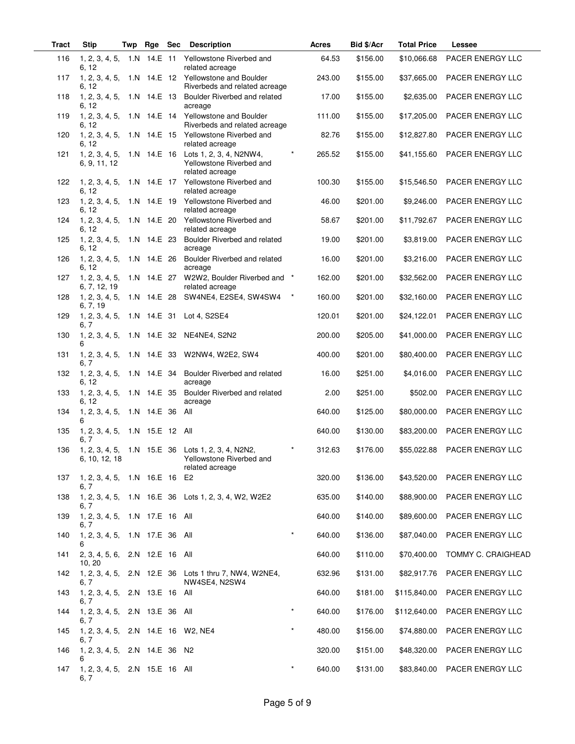| Tract | Stip | Twp | Rge | Sec | Description | | Acres | Bid $/Acr | Total Price | Lessee |
|---|---|---|---|---|---|---|---|---|---|---|
| 116 | 1, 2, 3, 4, 5, 6, 12 | 1.N | 14.E | 11 | Yellowstone Riverbed and related acreage | | 64.53 | $156.00 | $10,066.68 | PACER ENERGY LLC |
| 117 | 1, 2, 3, 4, 5, 6, 12 | 1.N | 14.E | 12 | Yellowstone and Boulder Riverbeds and related acreage | | 243.00 | $155.00 | $37,665.00 | PACER ENERGY LLC |
| 118 | 1, 2, 3, 4, 5, 6, 12 | 1.N | 14.E | 13 | Boulder Riverbed and related acreage | | 17.00 | $155.00 | $2,635.00 | PACER ENERGY LLC |
| 119 | 1, 2, 3, 4, 5, 6, 12 | 1.N | 14.E | 14 | Yellowstone and Boulder Riverbeds and related acreage | | 111.00 | $155.00 | $17,205.00 | PACER ENERGY LLC |
| 120 | 1, 2, 3, 4, 5, 6, 12 | 1.N | 14.E | 15 | Yellowstone Riverbed and related acreage | | 82.76 | $155.00 | $12,827.80 | PACER ENERGY LLC |
| 121 | 1, 2, 3, 4, 5, 6, 9, 11, 12 | 1.N | 14.E | 16 | Lots 1, 2, 3, 4, N2NW4, Yellowstone Riverbed and related acreage | * | 265.52 | $155.00 | $41,155.60 | PACER ENERGY LLC |
| 122 | 1, 2, 3, 4, 5, 6, 12 | 1.N | 14.E | 17 | Yellowstone Riverbed and related acreage | | 100.30 | $155.00 | $15,546.50 | PACER ENERGY LLC |
| 123 | 1, 2, 3, 4, 5, 6, 12 | 1.N | 14.E | 19 | Yellowstone Riverbed and related acreage | | 46.00 | $201.00 | $9,246.00 | PACER ENERGY LLC |
| 124 | 1, 2, 3, 4, 5, 6, 12 | 1.N | 14.E | 20 | Yellowstone Riverbed and related acreage | | 58.67 | $201.00 | $11,792.67 | PACER ENERGY LLC |
| 125 | 1, 2, 3, 4, 5, 6, 12 | 1.N | 14.E | 23 | Boulder Riverbed and related acreage | | 19.00 | $201.00 | $3,819.00 | PACER ENERGY LLC |
| 126 | 1, 2, 3, 4, 5, 6, 12 | 1.N | 14.E | 26 | Boulder Riverbed and related acreage | | 16.00 | $201.00 | $3,216.00 | PACER ENERGY LLC |
| 127 | 1, 2, 3, 4, 5, 6, 7, 12, 19 | 1.N | 14.E | 27 | W2W2, Boulder Riverbed and related acreage | * | 162.00 | $201.00 | $32,562.00 | PACER ENERGY LLC |
| 128 | 1, 2, 3, 4, 5, 6, 7, 19 | 1.N | 14.E | 28 | SW4NE4, E2SE4, SW4SW4 | * | 160.00 | $201.00 | $32,160.00 | PACER ENERGY LLC |
| 129 | 1, 2, 3, 4, 5, 6, 7 | 1.N | 14.E | 31 | Lot 4, S2SE4 | | 120.01 | $201.00 | $24,122.01 | PACER ENERGY LLC |
| 130 | 1, 2, 3, 4, 5, 6 | 1.N | 14.E | 32 | NE4NE4, S2N2 | | 200.00 | $205.00 | $41,000.00 | PACER ENERGY LLC |
| 131 | 1, 2, 3, 4, 5, 6, 7 | 1.N | 14.E | 33 | W2NW4, W2E2, SW4 | | 400.00 | $201.00 | $80,400.00 | PACER ENERGY LLC |
| 132 | 1, 2, 3, 4, 5, 6, 12 | 1.N | 14.E | 34 | Boulder Riverbed and related acreage | | 16.00 | $251.00 | $4,016.00 | PACER ENERGY LLC |
| 133 | 1, 2, 3, 4, 5, 6, 12 | 1.N | 14.E | 35 | Boulder Riverbed and related acreage | | 2.00 | $251.00 | $502.00 | PACER ENERGY LLC |
| 134 | 1, 2, 3, 4, 5, 6 | 1.N | 14.E | 36 | All | | 640.00 | $125.00 | $80,000.00 | PACER ENERGY LLC |
| 135 | 1, 2, 3, 4, 5, 6, 7 | 1.N | 15.E | 12 | All | | 640.00 | $130.00 | $83,200.00 | PACER ENERGY LLC |
| 136 | 1, 2, 3, 4, 5, 6, 10, 12, 18 | 1.N | 15.E | 36 | Lots 1, 2, 3, 4, N2N2, Yellowstone Riverbed and related acreage | * | 312.63 | $176.00 | $55,022.88 | PACER ENERGY LLC |
| 137 | 1, 2, 3, 4, 5, 6, 7 | 1.N | 16.E | 16 | E2 | | 320.00 | $136.00 | $43,520.00 | PACER ENERGY LLC |
| 138 | 1, 2, 3, 4, 5, 6, 7 | 1.N | 16.E | 36 | Lots 1, 2, 3, 4, W2, W2E2 | | 635.00 | $140.00 | $88,900.00 | PACER ENERGY LLC |
| 139 | 1, 2, 3, 4, 5, 6, 7 | 1.N | 17.E | 16 | All | | 640.00 | $140.00 | $89,600.00 | PACER ENERGY LLC |
| 140 | 1, 2, 3, 4, 5, 6 | 1.N | 17.E | 36 | All | * | 640.00 | $136.00 | $87,040.00 | PACER ENERGY LLC |
| 141 | 2, 3, 4, 5, 6, 10, 20 | 2.N | 12.E | 16 | All | | 640.00 | $110.00 | $70,400.00 | TOMMY C. CRAIGHEAD |
| 142 | 1, 2, 3, 4, 5, 6, 7 | 2.N | 12.E | 36 | Lots 1 thru 7, NW4, W2NE4, NW4SE4, N2SW4 | | 632.96 | $131.00 | $82,917.76 | PACER ENERGY LLC |
| 143 | 1, 2, 3, 4, 5, 6, 7 | 2.N | 13.E | 16 | All | | 640.00 | $181.00 | $115,840.00 | PACER ENERGY LLC |
| 144 | 1, 2, 3, 4, 5, 6, 7 | 2.N | 13.E | 36 | All | * | 640.00 | $176.00 | $112,640.00 | PACER ENERGY LLC |
| 145 | 1, 2, 3, 4, 5, 6, 7 | 2.N | 14.E | 16 | W2, NE4 | * | 480.00 | $156.00 | $74,880.00 | PACER ENERGY LLC |
| 146 | 1, 2, 3, 4, 5, 6 | 2.N | 14.E | 36 | N2 | | 320.00 | $151.00 | $48,320.00 | PACER ENERGY LLC |
| 147 | 1, 2, 3, 4, 5, 6, 7 | 2.N | 15.E | 16 | All | * | 640.00 | $131.00 | $83,840.00 | PACER ENERGY LLC |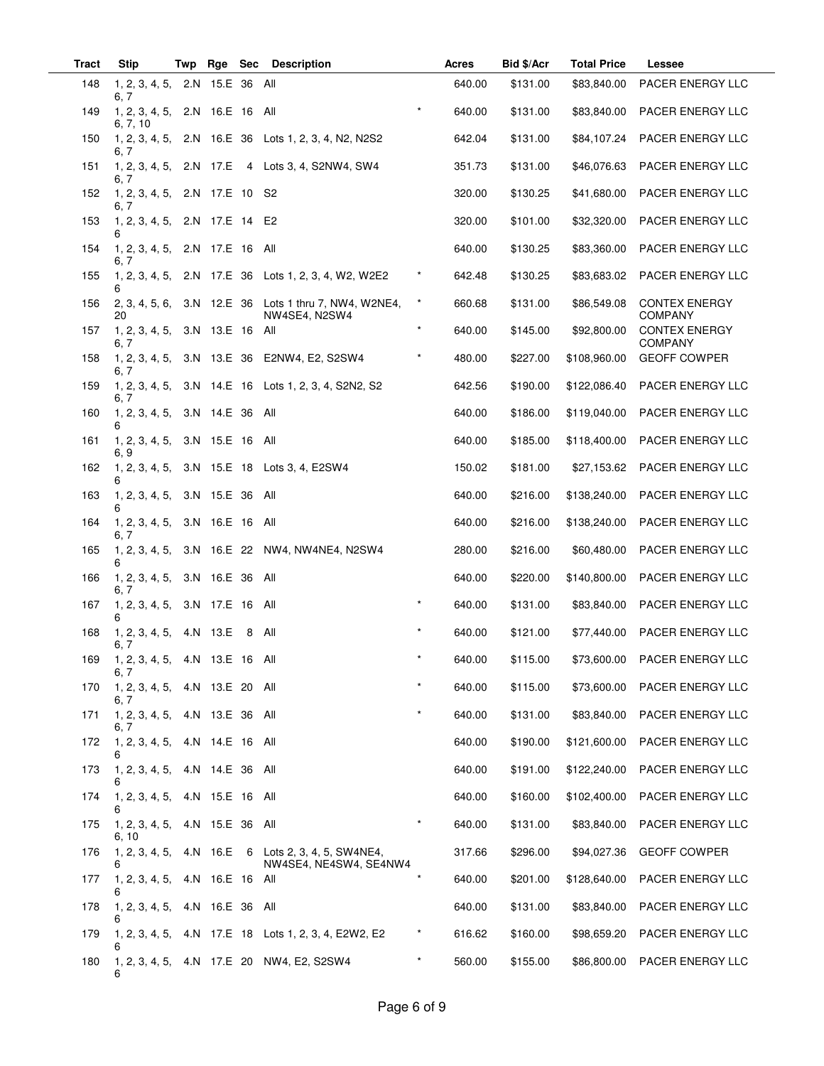| Tract | Stip | Twp | Rge | Sec | Description | | Acres | Bid $/Acr | Total Price | Lessee |
|---|---|---|---|---|---|---|---|---|---|---|
| 148 | 1, 2, 3, 4, 5, 6, 7 | 2.N | 15.E | 36 | All | | 640.00 | $131.00 | $83,840.00 | PACER ENERGY LLC |
| 149 | 1, 2, 3, 4, 5, 6, 7, 10 | 2.N | 16.E | 16 | All | * | 640.00 | $131.00 | $83,840.00 | PACER ENERGY LLC |
| 150 | 1, 2, 3, 4, 5, 6, 7 | 2.N | 16.E | 36 | Lots 1, 2, 3, 4, N2, N2S2 | | 642.04 | $131.00 | $84,107.24 | PACER ENERGY LLC |
| 151 | 1, 2, 3, 4, 5, 6, 7 | 2.N | 17.E | 4 | Lots 3, 4, S2NW4, SW4 | | 351.73 | $131.00 | $46,076.63 | PACER ENERGY LLC |
| 152 | 1, 2, 3, 4, 5, 6, 7 | 2.N | 17.E | 10 | S2 | | 320.00 | $130.25 | $41,680.00 | PACER ENERGY LLC |
| 153 | 1, 2, 3, 4, 5, 6 | 2.N | 17.E | 14 | E2 | | 320.00 | $101.00 | $32,320.00 | PACER ENERGY LLC |
| 154 | 1, 2, 3, 4, 5, 6, 7 | 2.N | 17.E | 16 | All | | 640.00 | $130.25 | $83,360.00 | PACER ENERGY LLC |
| 155 | 1, 2, 3, 4, 5, 6 | 2.N | 17.E | 36 | Lots 1, 2, 3, 4, W2, W2E2 | * | 642.48 | $130.25 | $83,683.02 | PACER ENERGY LLC |
| 156 | 2, 3, 4, 5, 6, 20 | 3.N | 12.E | 36 | Lots 1 thru 7, NW4, W2NE4, NW4SE4, N2SW4 | * | 660.68 | $131.00 | $86,549.08 | CONTEX ENERGY COMPANY |
| 157 | 1, 2, 3, 4, 5, 6, 7 | 3.N | 13.E | 16 | All | * | 640.00 | $145.00 | $92,800.00 | CONTEX ENERGY COMPANY |
| 158 | 1, 2, 3, 4, 5, 6, 7 | 3.N | 13.E | 36 | E2NW4, E2, S2SW4 | * | 480.00 | $227.00 | $108,960.00 | GEOFF COWPER |
| 159 | 1, 2, 3, 4, 5, 6, 7 | 3.N | 14.E | 16 | Lots 1, 2, 3, 4, S2N2, S2 | | 642.56 | $190.00 | $122,086.40 | PACER ENERGY LLC |
| 160 | 1, 2, 3, 4, 5, 6 | 3.N | 14.E | 36 | All | | 640.00 | $186.00 | $119,040.00 | PACER ENERGY LLC |
| 161 | 1, 2, 3, 4, 5, 6, 9 | 3.N | 15.E | 16 | All | | 640.00 | $185.00 | $118,400.00 | PACER ENERGY LLC |
| 162 | 1, 2, 3, 4, 5, 6 | 3.N | 15.E | 18 | Lots 3, 4, E2SW4 | | 150.02 | $181.00 | $27,153.62 | PACER ENERGY LLC |
| 163 | 1, 2, 3, 4, 5, 6 | 3.N | 15.E | 36 | All | | 640.00 | $216.00 | $138,240.00 | PACER ENERGY LLC |
| 164 | 1, 2, 3, 4, 5, 6, 7 | 3.N | 16.E | 16 | All | | 640.00 | $216.00 | $138,240.00 | PACER ENERGY LLC |
| 165 | 1, 2, 3, 4, 5, 6 | 3.N | 16.E | 22 | NW4, NW4NE4, N2SW4 | | 280.00 | $216.00 | $60,480.00 | PACER ENERGY LLC |
| 166 | 1, 2, 3, 4, 5, 6, 7 | 3.N | 16.E | 36 | All | | 640.00 | $220.00 | $140,800.00 | PACER ENERGY LLC |
| 167 | 1, 2, 3, 4, 5, 6 | 3.N | 17.E | 16 | All | * | 640.00 | $131.00 | $83,840.00 | PACER ENERGY LLC |
| 168 | 1, 2, 3, 4, 5, 6, 7 | 4.N | 13.E | 8 | All | * | 640.00 | $121.00 | $77,440.00 | PACER ENERGY LLC |
| 169 | 1, 2, 3, 4, 5, 6, 7 | 4.N | 13.E | 16 | All | * | 640.00 | $115.00 | $73,600.00 | PACER ENERGY LLC |
| 170 | 1, 2, 3, 4, 5, 6, 7 | 4.N | 13.E | 20 | All | * | 640.00 | $115.00 | $73,600.00 | PACER ENERGY LLC |
| 171 | 1, 2, 3, 4, 5, 6, 7 | 4.N | 13.E | 36 | All | * | 640.00 | $131.00 | $83,840.00 | PACER ENERGY LLC |
| 172 | 1, 2, 3, 4, 5, 6 | 4.N | 14.E | 16 | All | | 640.00 | $190.00 | $121,600.00 | PACER ENERGY LLC |
| 173 | 1, 2, 3, 4, 5, 6 | 4.N | 14.E | 36 | All | | 640.00 | $191.00 | $122,240.00 | PACER ENERGY LLC |
| 174 | 1, 2, 3, 4, 5, 6 | 4.N | 15.E | 16 | All | | 640.00 | $160.00 | $102,400.00 | PACER ENERGY LLC |
| 175 | 1, 2, 3, 4, 5, 6, 10 | 4.N | 15.E | 36 | All | * | 640.00 | $131.00 | $83,840.00 | PACER ENERGY LLC |
| 176 | 1, 2, 3, 4, 5, 6 | 4.N | 16.E | 6 | Lots 2, 3, 4, 5, SW4NE4, NW4SE4, NE4SW4, SE4NW4 | | 317.66 | $296.00 | $94,027.36 | GEOFF COWPER |
| 177 | 1, 2, 3, 4, 5, 6 | 4.N | 16.E | 16 | All | * | 640.00 | $201.00 | $128,640.00 | PACER ENERGY LLC |
| 178 | 1, 2, 3, 4, 5, 6 | 4.N | 16.E | 36 | All | | 640.00 | $131.00 | $83,840.00 | PACER ENERGY LLC |
| 179 | 1, 2, 3, 4, 5, 6 | 4.N | 17.E | 18 | Lots 1, 2, 3, 4, E2W2, E2 | * | 616.62 | $160.00 | $98,659.20 | PACER ENERGY LLC |
| 180 | 1, 2, 3, 4, 5, 6 | 4.N | 17.E | 20 | NW4, E2, S2SW4 | * | 560.00 | $155.00 | $86,800.00 | PACER ENERGY LLC |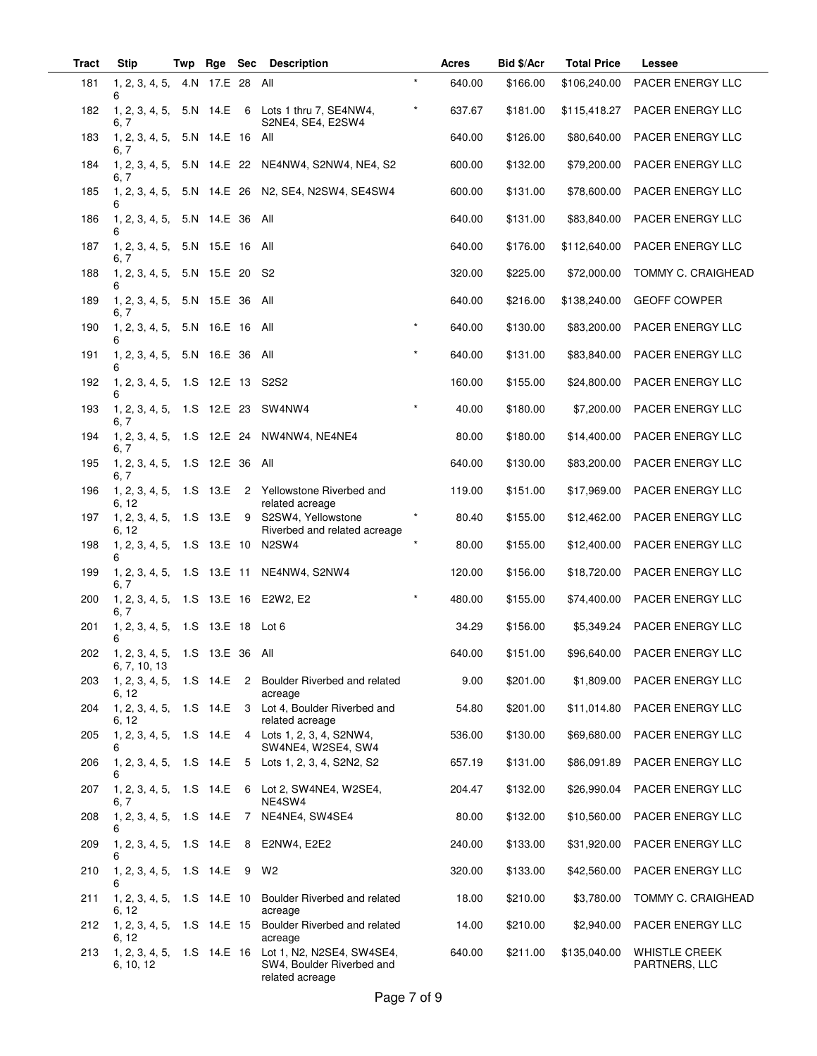| Tract | Stip | Twp | Rge | Sec | Description | | Acres | Bid $/Acr | Total Price | Lessee |
|---|---|---|---|---|---|---|---|---|---|---|
| 181 | 1, 2, 3, 4, 5, 6 | 4.N | 17.E | 28 | All | * | 640.00 | $166.00 | $106,240.00 | PACER ENERGY LLC |
| 182 | 1, 2, 3, 4, 5, 6, 7 | 5.N | 14.E | 6 | Lots 1 thru 7, SE4NW4, S2NE4, SE4, E2SW4 | * | 637.67 | $181.00 | $115,418.27 | PACER ENERGY LLC |
| 183 | 1, 2, 3, 4, 5, 6, 7 | 5.N | 14.E | 16 | All | | 640.00 | $126.00 | $80,640.00 | PACER ENERGY LLC |
| 184 | 1, 2, 3, 4, 5, 6, 7 | 5.N | 14.E | 22 | NE4NW4, S2NW4, NE4, S2 | | 600.00 | $132.00 | $79,200.00 | PACER ENERGY LLC |
| 185 | 1, 2, 3, 4, 5, 6 | 5.N | 14.E | 26 | N2, SE4, N2SW4, SE4SW4 | | 600.00 | $131.00 | $78,600.00 | PACER ENERGY LLC |
| 186 | 1, 2, 3, 4, 5, 6 | 5.N | 14.E | 36 | All | | 640.00 | $131.00 | $83,840.00 | PACER ENERGY LLC |
| 187 | 1, 2, 3, 4, 5, 6, 7 | 5.N | 15.E | 16 | All | | 640.00 | $176.00 | $112,640.00 | PACER ENERGY LLC |
| 188 | 1, 2, 3, 4, 5, 6 | 5.N | 15.E | 20 | S2 | | 320.00 | $225.00 | $72,000.00 | TOMMY C. CRAIGHEAD |
| 189 | 1, 2, 3, 4, 5, 6, 7 | 5.N | 15.E | 36 | All | | 640.00 | $216.00 | $138,240.00 | GEOFF COWPER |
| 190 | 1, 2, 3, 4, 5, 6 | 5.N | 16.E | 16 | All | * | 640.00 | $130.00 | $83,200.00 | PACER ENERGY LLC |
| 191 | 1, 2, 3, 4, 5, 6 | 5.N | 16.E | 36 | All | * | 640.00 | $131.00 | $83,840.00 | PACER ENERGY LLC |
| 192 | 1, 2, 3, 4, 5, 6 | 1.S | 12.E | 13 | S2S2 | | 160.00 | $155.00 | $24,800.00 | PACER ENERGY LLC |
| 193 | 1, 2, 3, 4, 5, 6, 7 | 1.S | 12.E | 23 | SW4NW4 | * | 40.00 | $180.00 | $7,200.00 | PACER ENERGY LLC |
| 194 | 1, 2, 3, 4, 5, 6, 7 | 1.S | 12.E | 24 | NW4NW4, NE4NE4 | | 80.00 | $180.00 | $14,400.00 | PACER ENERGY LLC |
| 195 | 1, 2, 3, 4, 5, 6, 7 | 1.S | 12.E | 36 | All | | 640.00 | $130.00 | $83,200.00 | PACER ENERGY LLC |
| 196 | 1, 2, 3, 4, 5, 6, 12 | 1.S | 13.E | 2 | Yellowstone Riverbed and related acreage | | 119.00 | $151.00 | $17,969.00 | PACER ENERGY LLC |
| 197 | 1, 2, 3, 4, 5, 6, 12 | 1.S | 13.E | 9 | S2SW4, Yellowstone Riverbed and related acreage | * | 80.40 | $155.00 | $12,462.00 | PACER ENERGY LLC |
| 198 | 1, 2, 3, 4, 5, 6 | 1.S | 13.E | 10 | N2SW4 | * | 80.00 | $155.00 | $12,400.00 | PACER ENERGY LLC |
| 199 | 1, 2, 3, 4, 5, 6, 7 | 1.S | 13.E | 11 | NE4NW4, S2NW4 | | 120.00 | $156.00 | $18,720.00 | PACER ENERGY LLC |
| 200 | 1, 2, 3, 4, 5, 6, 7 | 1.S | 13.E | 16 | E2W2, E2 | * | 480.00 | $155.00 | $74,400.00 | PACER ENERGY LLC |
| 201 | 1, 2, 3, 4, 5, 6 | 1.S | 13.E | 18 | Lot 6 | | 34.29 | $156.00 | $5,349.24 | PACER ENERGY LLC |
| 202 | 1, 2, 3, 4, 5, 6, 7, 10, 13 | 1.S | 13.E | 36 | All | | 640.00 | $151.00 | $96,640.00 | PACER ENERGY LLC |
| 203 | 1, 2, 3, 4, 5, 6, 12 | 1.S | 14.E | 2 | Boulder Riverbed and related acreage | | 9.00 | $201.00 | $1,809.00 | PACER ENERGY LLC |
| 204 | 1, 2, 3, 4, 5, 6, 12 | 1.S | 14.E | 3 | Lot 4, Boulder Riverbed and related acreage | | 54.80 | $201.00 | $11,014.80 | PACER ENERGY LLC |
| 205 | 1, 2, 3, 4, 5, 6 | 1.S | 14.E | 4 | Lots 1, 2, 3, 4, S2NW4, SW4NE4, W2SE4, SW4 | | 536.00 | $130.00 | $69,680.00 | PACER ENERGY LLC |
| 206 | 1, 2, 3, 4, 5, 6 | 1.S | 14.E | 5 | Lots 1, 2, 3, 4, S2N2, S2 | | 657.19 | $131.00 | $86,091.89 | PACER ENERGY LLC |
| 207 | 1, 2, 3, 4, 5, 6, 7 | 1.S | 14.E | 6 | Lot 2, SW4NE4, W2SE4, NE4SW4 | | 204.47 | $132.00 | $26,990.04 | PACER ENERGY LLC |
| 208 | 1, 2, 3, 4, 5, 6 | 1.S | 14.E | 7 | NE4NE4, SW4SE4 | | 80.00 | $132.00 | $10,560.00 | PACER ENERGY LLC |
| 209 | 1, 2, 3, 4, 5, 6 | 1.S | 14.E | 8 | E2NW4, E2E2 | | 240.00 | $133.00 | $31,920.00 | PACER ENERGY LLC |
| 210 | 1, 2, 3, 4, 5, 6 | 1.S | 14.E | 9 | W2 | | 320.00 | $133.00 | $42,560.00 | PACER ENERGY LLC |
| 211 | 1, 2, 3, 4, 5, 6, 12 | 1.S | 14.E | 10 | Boulder Riverbed and related acreage | | 18.00 | $210.00 | $3,780.00 | TOMMY C. CRAIGHEAD |
| 212 | 1, 2, 3, 4, 5, 6, 12 | 1.S | 14.E | 15 | Boulder Riverbed and related acreage | | 14.00 | $210.00 | $2,940.00 | PACER ENERGY LLC |
| 213 | 1, 2, 3, 4, 5, 6, 10, 12 | 1.S | 14.E | 16 | Lot 1, N2, N2SE4, SW4SE4, SW4, Boulder Riverbed and related acreage | | 640.00 | $211.00 | $135,040.00 | WHISTLE CREEK PARTNERS, LLC |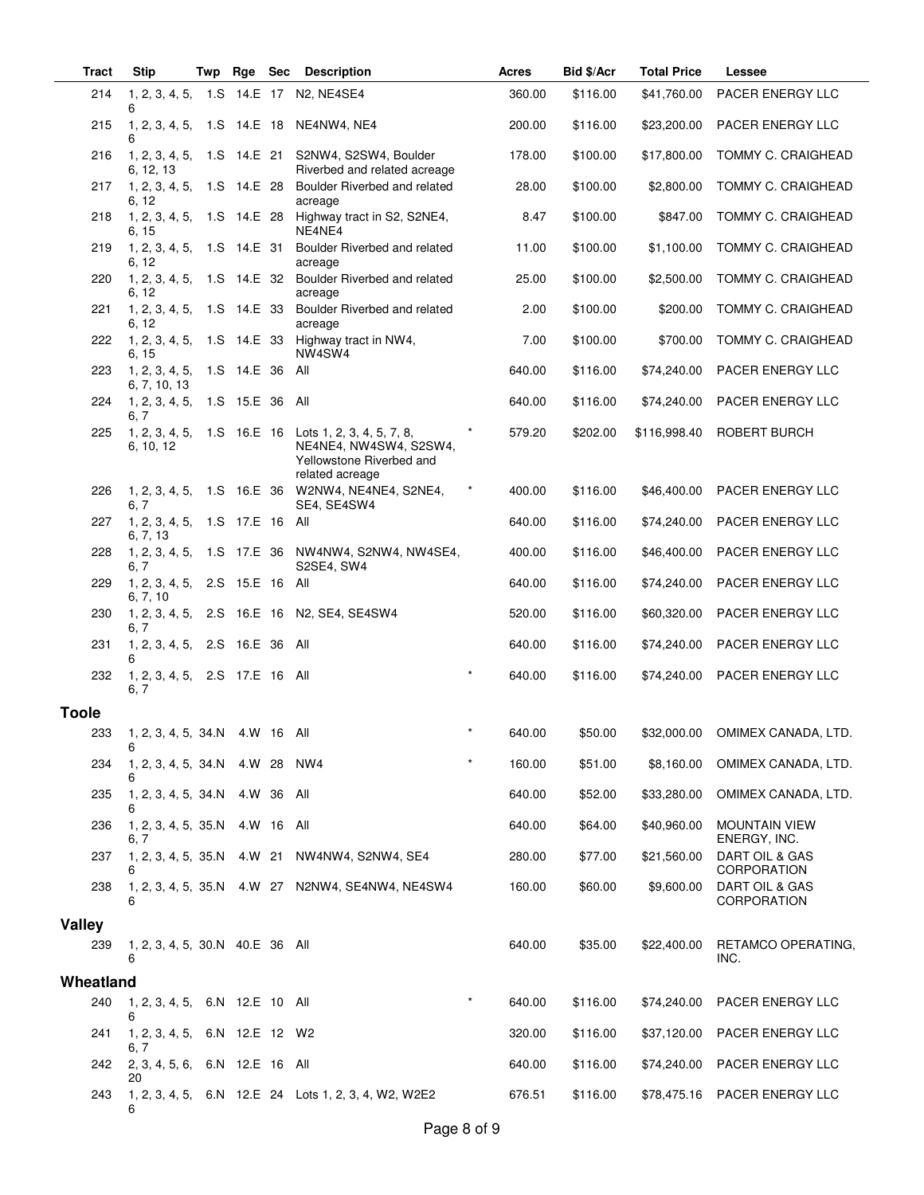| Tract | Stip | Twp | Rge | Sec | Description | | Acres | Bid $/Acr | Total Price | Lessee |
|---|---|---|---|---|---|---|---|---|---|---|
| 214 | 1, 2, 3, 4, 5, 6 | 1.S | 14.E | 17 | N2, NE4SE4 | | 360.00 | $116.00 | $41,760.00 | PACER ENERGY LLC |
| 215 | 1, 2, 3, 4, 5, 6 | 1.S | 14.E | 18 | NE4NW4, NE4 | | 200.00 | $116.00 | $23,200.00 | PACER ENERGY LLC |
| 216 | 1, 2, 3, 4, 5, 6, 12, 13 | 1.S | 14.E | 21 | S2NW4, S2SW4, Boulder Riverbed and related acreage | | 178.00 | $100.00 | $17,800.00 | TOMMY C. CRAIGHEAD |
| 217 | 1, 2, 3, 4, 5, 6, 12 | 1.S | 14.E | 28 | Boulder Riverbed and related acreage | | 28.00 | $100.00 | $2,800.00 | TOMMY C. CRAIGHEAD |
| 218 | 1, 2, 3, 4, 5, 6, 15 | 1.S | 14.E | 28 | Highway tract in S2, S2NE4, NE4NE4 | | 8.47 | $100.00 | $847.00 | TOMMY C. CRAIGHEAD |
| 219 | 1, 2, 3, 4, 5, 6, 12 | 1.S | 14.E | 31 | Boulder Riverbed and related acreage | | 11.00 | $100.00 | $1,100.00 | TOMMY C. CRAIGHEAD |
| 220 | 1, 2, 3, 4, 5, 6, 12 | 1.S | 14.E | 32 | Boulder Riverbed and related acreage | | 25.00 | $100.00 | $2,500.00 | TOMMY C. CRAIGHEAD |
| 221 | 1, 2, 3, 4, 5, 6, 12 | 1.S | 14.E | 33 | Boulder Riverbed and related acreage | | 2.00 | $100.00 | $200.00 | TOMMY C. CRAIGHEAD |
| 222 | 1, 2, 3, 4, 5, 6, 15 | 1.S | 14.E | 33 | Highway tract in NW4, NW4SW4 | | 7.00 | $100.00 | $700.00 | TOMMY C. CRAIGHEAD |
| 223 | 1, 2, 3, 4, 5, 6, 7, 10, 13 | 1.S | 14.E | 36 | All | | 640.00 | $116.00 | $74,240.00 | PACER ENERGY LLC |
| 224 | 1, 2, 3, 4, 5, 6, 7 | 1.S | 15.E | 36 | All | | 640.00 | $116.00 | $74,240.00 | PACER ENERGY LLC |
| 225 | 1, 2, 3, 4, 5, 6, 10, 12 | 1.S | 16.E | 16 | Lots 1, 2, 3, 4, 5, 7, 8, NE4NE4, NW4SW4, S2SW4, Yellowstone Riverbed and related acreage | * | 579.20 | $202.00 | $116,998.40 | ROBERT BURCH |
| 226 | 1, 2, 3, 4, 5, 6, 7 | 1.S | 16.E | 36 | W2NW4, NE4NE4, S2NE4, SE4, SE4SW4 | * | 400.00 | $116.00 | $46,400.00 | PACER ENERGY LLC |
| 227 | 1, 2, 3, 4, 5, 6, 7, 13 | 1.S | 17.E | 16 | All | | 640.00 | $116.00 | $74,240.00 | PACER ENERGY LLC |
| 228 | 1, 2, 3, 4, 5, 6, 7 | 1.S | 17.E | 36 | NW4NW4, S2NW4, NW4SE4, S2SE4, SW4 | | 400.00 | $116.00 | $46,400.00 | PACER ENERGY LLC |
| 229 | 1, 2, 3, 4, 5, 6, 7, 10 | 2.S | 15.E | 16 | All | | 640.00 | $116.00 | $74,240.00 | PACER ENERGY LLC |
| 230 | 1, 2, 3, 4, 5, 6, 7 | 2.S | 16.E | 16 | N2, SE4, SE4SW4 | | 520.00 | $116.00 | $60,320.00 | PACER ENERGY LLC |
| 231 | 1, 2, 3, 4, 5, 6 | 2.S | 16.E | 36 | All | | 640.00 | $116.00 | $74,240.00 | PACER ENERGY LLC |
| 232 | 1, 2, 3, 4, 5, 6, 7 | 2.S | 17.E | 16 | All | * | 640.00 | $116.00 | $74,240.00 | PACER ENERGY LLC |
| **Toole** | | | | | | | | | | |
| 233 | 1, 2, 3, 4, 5, 6 | 34.N | 4.W | 16 | All | * | 640.00 | $50.00 | $32,000.00 | OMIMEX CANADA, LTD. |
| 234 | 1, 2, 3, 4, 5, 6 | 34.N | 4.W | 28 | NW4 | * | 160.00 | $51.00 | $8,160.00 | OMIMEX CANADA, LTD. |
| 235 | 1, 2, 3, 4, 5, 6 | 34.N | 4.W | 36 | All | | 640.00 | $52.00 | $33,280.00 | OMIMEX CANADA, LTD. |
| 236 | 1, 2, 3, 4, 5, 6, 7 | 35.N | 4.W | 16 | All | | 640.00 | $64.00 | $40,960.00 | MOUNTAIN VIEW ENERGY, INC. |
| 237 | 1, 2, 3, 4, 5, 6 | 35.N | 4.W | 21 | NW4NW4, S2NW4, SE4 | | 280.00 | $77.00 | $21,560.00 | DART OIL & GAS CORPORATION |
| 238 | 1, 2, 3, 4, 5, 6 | 35.N | 4.W | 27 | N2NW4, SE4NW4, NE4SW4 | | 160.00 | $60.00 | $9,600.00 | DART OIL & GAS CORPORATION |
| **Valley** | | | | | | | | | | |
| 239 | 1, 2, 3, 4, 5, 6 | 30.N | 40.E | 36 | All | | 640.00 | $35.00 | $22,400.00 | RETAMCO OPERATING, INC. |
| **Wheatland** | | | | | | | | | | |
| 240 | 1, 2, 3, 4, 5, 6 | 6.N | 12.E | 10 | All | * | 640.00 | $116.00 | $74,240.00 | PACER ENERGY LLC |
| 241 | 1, 2, 3, 4, 5, 6, 7 | 6.N | 12.E | 12 | W2 | | 320.00 | $116.00 | $37,120.00 | PACER ENERGY LLC |
| 242 | 2, 3, 4, 5, 6, 20 | 6.N | 12.E | 16 | All | | 640.00 | $116.00 | $74,240.00 | PACER ENERGY LLC |
| 243 | 1, 2, 3, 4, 5, 6 | 6.N | 12.E | 24 | Lots 1, 2, 3, 4, W2, W2E2 | | 676.51 | $116.00 | $78,475.16 | PACER ENERGY LLC |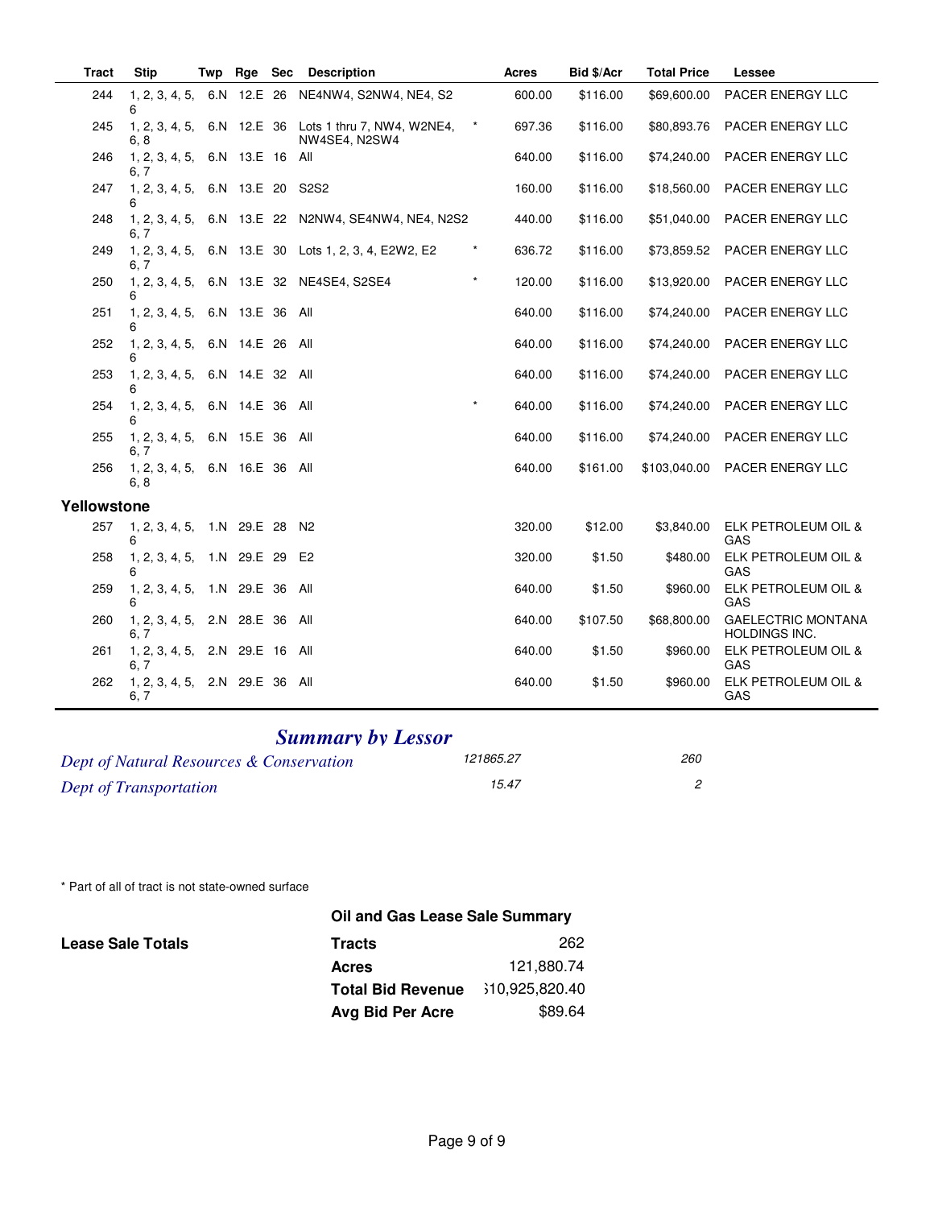| Tract | Stip | Twp | Rge | Sec | Description | | Acres | Bid $/Acr | Total Price | Lessee |
|---|---|---|---|---|---|---|---|---|---|---|
| 244 | 1, 2, 3, 4, 5, 6 | 6.N | 12.E | 26 | NE4NW4, S2NW4, NE4, S2 | | 600.00 | $116.00 | $69,600.00 | PACER ENERGY LLC |
| 245 | 1, 2, 3, 4, 5, 6, 8 | 6.N | 12.E | 36 | Lots 1 thru 7, NW4, W2NE4, NW4SE4, N2SW4 | * | 697.36 | $116.00 | $80,893.76 | PACER ENERGY LLC |
| 246 | 1, 2, 3, 4, 5, 6, 7 | 6.N | 13.E | 16 | All | | 640.00 | $116.00 | $74,240.00 | PACER ENERGY LLC |
| 247 | 1, 2, 3, 4, 5, 6 | 6.N | 13.E | 20 | S2S2 | | 160.00 | $116.00 | $18,560.00 | PACER ENERGY LLC |
| 248 | 1, 2, 3, 4, 5, 6, 7 | 6.N | 13.E | 22 | N2NW4, SE4NW4, NE4, N2S2 | | 440.00 | $116.00 | $51,040.00 | PACER ENERGY LLC |
| 249 | 1, 2, 3, 4, 5, 6, 7 | 6.N | 13.E | 30 | Lots 1, 2, 3, 4, E2W2, E2 | * | 636.72 | $116.00 | $73,859.52 | PACER ENERGY LLC |
| 250 | 1, 2, 3, 4, 5, 6 | 6.N | 13.E | 32 | NE4SE4, S2SE4 | * | 120.00 | $116.00 | $13,920.00 | PACER ENERGY LLC |
| 251 | 1, 2, 3, 4, 5, 6 | 6.N | 13.E | 36 | All | | 640.00 | $116.00 | $74,240.00 | PACER ENERGY LLC |
| 252 | 1, 2, 3, 4, 5, 6 | 6.N | 14.E | 26 | All | | 640.00 | $116.00 | $74,240.00 | PACER ENERGY LLC |
| 253 | 1, 2, 3, 4, 5, 6 | 6.N | 14.E | 32 | All | | 640.00 | $116.00 | $74,240.00 | PACER ENERGY LLC |
| 254 | 1, 2, 3, 4, 5, 6 | 6.N | 14.E | 36 | All | * | 640.00 | $116.00 | $74,240.00 | PACER ENERGY LLC |
| 255 | 1, 2, 3, 4, 5, 6, 7 | 6.N | 15.E | 36 | All | | 640.00 | $116.00 | $74,240.00 | PACER ENERGY LLC |
| 256 | 1, 2, 3, 4, 5, 6, 8 | 6.N | 16.E | 36 | All | | 640.00 | $161.00 | $103,040.00 | PACER ENERGY LLC |
| **Yellowstone** | | | | | | | | | | |
| 257 | 1, 2, 3, 4, 5, 6 | 1.N | 29.E | 28 | N2 | | 320.00 | $12.00 | $3,840.00 | ELK PETROLEUM OIL & GAS |
| 258 | 1, 2, 3, 4, 5, 6 | 1.N | 29.E | 29 | E2 | | 320.00 | $1.50 | $480.00 | ELK PETROLEUM OIL & GAS |
| 259 | 1, 2, 3, 4, 5, 6 | 1.N | 29.E | 36 | All | | 640.00 | $1.50 | $960.00 | ELK PETROLEUM OIL & GAS |
| 260 | 1, 2, 3, 4, 5, 6, 7 | 2.N | 28.E | 36 | All | | 640.00 | $107.50 | $68,800.00 | GAELECTRIC MONTANA HOLDINGS INC. |
| 261 | 1, 2, 3, 4, 5, 6, 7 | 2.N | 29.E | 16 | All | | 640.00 | $1.50 | $960.00 | ELK PETROLEUM OIL & GAS |
| 262 | 1, 2, 3, 4, 5, 6, 7 | 2.N | 29.E | 36 | All | | 640.00 | $1.50 | $960.00 | ELK PETROLEUM OIL & GAS |

## *Summary by Lessor*

| | | |
|---|---|---|
| *Dept of Natural Resources & Conservation* | *121865.27* | *260* |
| *Dept of Transportation* | *15.47* | *2* |

\* Part of all of tract is not state-owned surface

**Oil and Gas Lease Sale Summary**

**Lease Sale Totals**

| | |
|---|---|
| **Tracts** | 262 |
| **Acres** | 121,880.74 |
| **Total Bid Revenue** | $10,925,820.40 |
| **Avg Bid Per Acre** | $89.64 |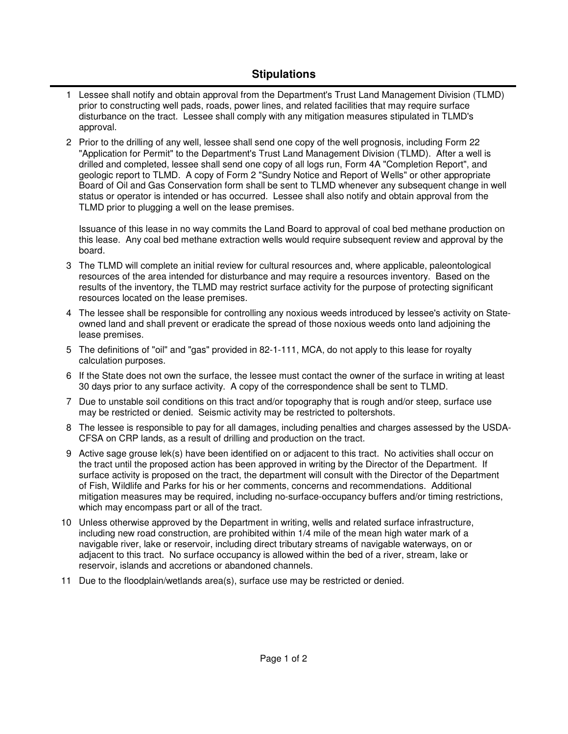## Stipulations

1. Lessee shall notify and obtain approval from the Department's Trust Land Management Division (TLMD) prior to constructing well pads, roads, power lines, and related facilities that may require surface disturbance on the tract. Lessee shall comply with any mitigation measures stipulated in TLMD's approval.

2. Prior to the drilling of any well, lessee shall send one copy of the well prognosis, including Form 22 "Application for Permit" to the Department's Trust Land Management Division (TLMD). After a well is drilled and completed, lessee shall send one copy of all logs run, Form 4A "Completion Report", and geologic report to TLMD. A copy of Form 2 "Sundry Notice and Report of Wells" or other appropriate Board of Oil and Gas Conservation form shall be sent to TLMD whenever any subsequent change in well status or operator is intended or has occurred. Lessee shall also notify and obtain approval from the TLMD prior to plugging a well on the lease premises.

   Issuance of this lease in no way commits the Land Board to approval of coal bed methane production on this lease. Any coal bed methane extraction wells would require subsequent review and approval by the board.

3. The TLMD will complete an initial review for cultural resources and, where applicable, paleontological resources of the area intended for disturbance and may require a resources inventory. Based on the results of the inventory, the TLMD may restrict surface activity for the purpose of protecting significant resources located on the lease premises.

4. The lessee shall be responsible for controlling any noxious weeds introduced by lessee's activity on State-owned land and shall prevent or eradicate the spread of those noxious weeds onto land adjoining the lease premises.

5. The definitions of "oil" and "gas" provided in 82-1-111, MCA, do not apply to this lease for royalty calculation purposes.

6. If the State does not own the surface, the lessee must contact the owner of the surface in writing at least 30 days prior to any surface activity. A copy of the correspondence shall be sent to TLMD.

7. Due to unstable soil conditions on this tract and/or topography that is rough and/or steep, surface use may be restricted or denied. Seismic activity may be restricted to poltershots.

8. The lessee is responsible to pay for all damages, including penalties and charges assessed by the USDA-CFSA on CRP lands, as a result of drilling and production on the tract.

9. Active sage grouse lek(s) have been identified on or adjacent to this tract. No activities shall occur on the tract until the proposed action has been approved in writing by the Director of the Department. If surface activity is proposed on the tract, the department will consult with the Director of the Department of Fish, Wildlife and Parks for his or her comments, concerns and recommendations. Additional mitigation measures may be required, including no-surface-occupancy buffers and/or timing restrictions, which may encompass part or all of the tract.

10. Unless otherwise approved by the Department in writing, wells and related surface infrastructure, including new road construction, are prohibited within 1/4 mile of the mean high water mark of a navigable river, lake or reservoir, including direct tributary streams of navigable waterways, on or adjacent to this tract. No surface occupancy is allowed within the bed of a river, stream, lake or reservoir, islands and accretions or abandoned channels.

11. Due to the floodplain/wetlands area(s), surface use may be restricted or denied.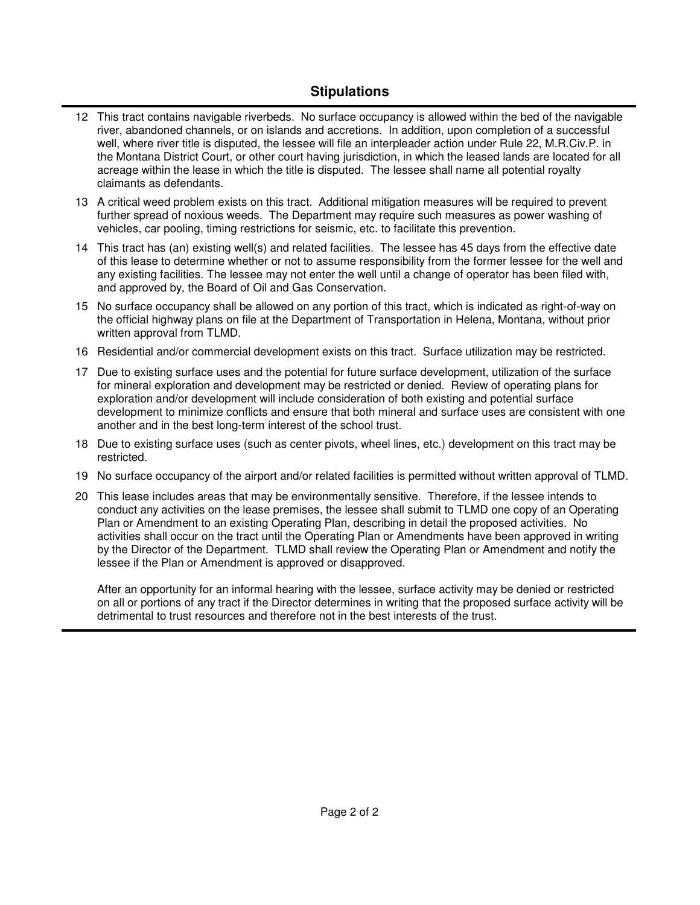## Stipulations

12 This tract contains navigable riverbeds. No surface occupancy is allowed within the bed of the navigable river, abandoned channels, or on islands and accretions. In addition, upon completion of a successful well, where river title is disputed, the lessee will file an interpleader action under Rule 22, M.R.Civ.P. in the Montana District Court, or other court having jurisdiction, in which the leased lands are located for all acreage within the lease in which the title is disputed. The lessee shall name all potential royalty claimants as defendants.

13 A critical weed problem exists on this tract. Additional mitigation measures will be required to prevent further spread of noxious weeds. The Department may require such measures as power washing of vehicles, car pooling, timing restrictions for seismic, etc. to facilitate this prevention.

14 This tract has (an) existing well(s) and related facilities. The lessee has 45 days from the effective date of this lease to determine whether or not to assume responsibility from the former lessee for the well and any existing facilities. The lessee may not enter the well until a change of operator has been filed with, and approved by, the Board of Oil and Gas Conservation.

15 No surface occupancy shall be allowed on any portion of this tract, which is indicated as right-of-way on the official highway plans on file at the Department of Transportation in Helena, Montana, without prior written approval from TLMD.

16 Residential and/or commercial development exists on this tract. Surface utilization may be restricted.

17 Due to existing surface uses and the potential for future surface development, utilization of the surface for mineral exploration and development may be restricted or denied. Review of operating plans for exploration and/or development will include consideration of both existing and potential surface development to minimize conflicts and ensure that both mineral and surface uses are consistent with one another and in the best long-term interest of the school trust.

18 Due to existing surface uses (such as center pivots, wheel lines, etc.) development on this tract may be restricted.

19 No surface occupancy of the airport and/or related facilities is permitted without written approval of TLMD.

20 This lease includes areas that may be environmentally sensitive. Therefore, if the lessee intends to conduct any activities on the lease premises, the lessee shall submit to TLMD one copy of an Operating Plan or Amendment to an existing Operating Plan, describing in detail the proposed activities. No activities shall occur on the tract until the Operating Plan or Amendments have been approved in writing by the Director of the Department. TLMD shall review the Operating Plan or Amendment and notify the lessee if the Plan or Amendment is approved or disapproved.

After an opportunity for an informal hearing with the lessee, surface activity may be denied or restricted on all or portions of any tract if the Director determines in writing that the proposed surface activity will be detrimental to trust resources and therefore not in the best interests of the trust.